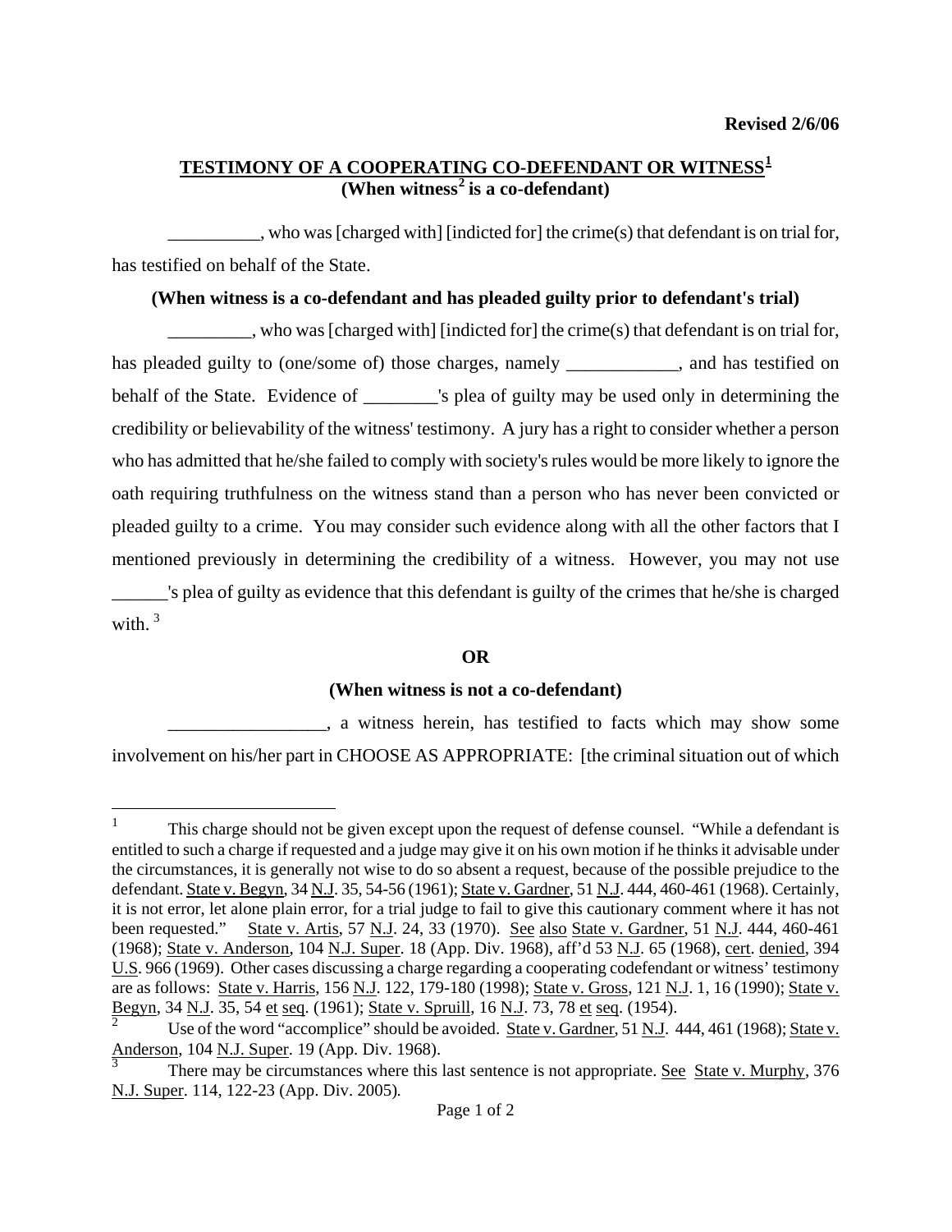**Revised 2/6/06**

## TESTIMONY OF A COOPERATING CO-DEFENDANT OR WITNESS[1]

**(When witness[2] is a co-defendant)**

__________, who was [charged with] [indicted for] the crime(s) that defendant is on trial for, has testified on behalf of the State.

**(When witness is a co-defendant and has pleaded guilty prior to defendant's trial)**

_________, who was [charged with] [indicted for] the crime(s) that defendant is on trial for, has pleaded guilty to (one/some of) those charges, namely ____________, and has testified on behalf of the State. Evidence of ________'s plea of guilty may be used only in determining the credibility or believability of the witness' testimony. A jury has a right to consider whether a person who has admitted that he/she failed to comply with society's rules would be more likely to ignore the oath requiring truthfulness on the witness stand than a person who has never been convicted or pleaded guilty to a crime. You may consider such evidence along with all the other factors that I mentioned previously in determining the credibility of a witness. However, you may not use ______'s plea of guilty as evidence that this defendant is guilty of the crimes that he/she is charged with. [3]

**OR**

**(When witness is not a co-defendant)**

_________________, a witness herein, has testified to facts which may show some involvement on his/her part in CHOOSE AS APPROPRIATE: [the criminal situation out of which

---

[1] This charge should not be given except upon the request of defense counsel. "While a defendant is entitled to such a charge if requested and a judge may give it on his own motion if he thinks it advisable under the circumstances, it is generally not wise to do so absent a request, because of the possible prejudice to the defendant. State v. Begyn, 34 N.J. 35, 54-56 (1961); State v. Gardner, 51 N.J. 444, 460-461 (1968). Certainly, it is not error, let alone plain error, for a trial judge to fail to give this cautionary comment where it has not been requested." State v. Artis, 57 N.J. 24, 33 (1970). See also State v. Gardner, 51 N.J. 444, 460-461 (1968); State v. Anderson, 104 N.J. Super. 18 (App. Div. 1968), aff'd 53 N.J. 65 (1968), cert. denied, 394 U.S. 966 (1969). Other cases discussing a charge regarding a cooperating codefendant or witness' testimony are as follows: State v. Harris, 156 N.J. 122, 179-180 (1998); State v. Gross, 121 N.J. 1, 16 (1990); State v. Begyn, 34 N.J. 35, 54 et seq. (1961); State v. Spruill, 16 N.J. 73, 78 et seq. (1954).

[2] Use of the word "accomplice" should be avoided. State v. Gardner, 51 N.J. 444, 461 (1968); State v. Anderson, 104 N.J. Super. 19 (App. Div. 1968).

[3] There may be circumstances where this last sentence is not appropriate. See State v. Murphy, 376 N.J. Super. 114, 122-23 (App. Div. 2005).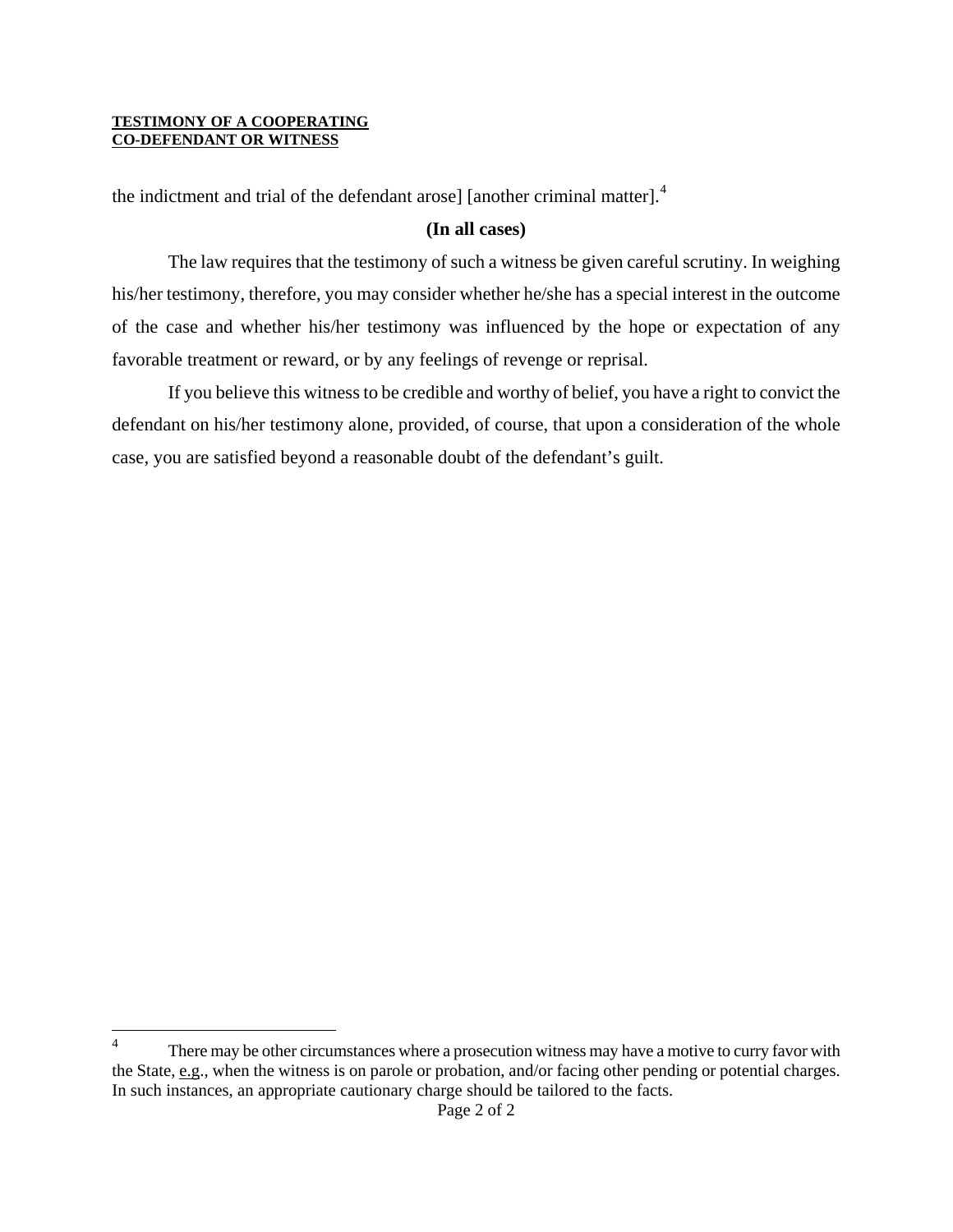the indictment and trial of the defendant arose] [another criminal matter].[4]

**(In all cases)**

The law requires that the testimony of such a witness be given careful scrutiny. In weighing his/her testimony, therefore, you may consider whether he/she has a special interest in the outcome of the case and whether his/her testimony was influenced by the hope or expectation of any favorable treatment or reward, or by any feelings of revenge or reprisal.

If you believe this witness to be credible and worthy of belief, you have a right to convict the defendant on his/her testimony alone, provided, of course, that upon a consideration of the whole case, you are satisfied beyond a reasonable doubt of the defendant's guilt.

---

[4] There may be other circumstances where a prosecution witness may have a motive to curry favor with the State, e.g., when the witness is on parole or probation, and/or facing other pending or potential charges. In such instances, an appropriate cautionary charge should be tailored to the facts.